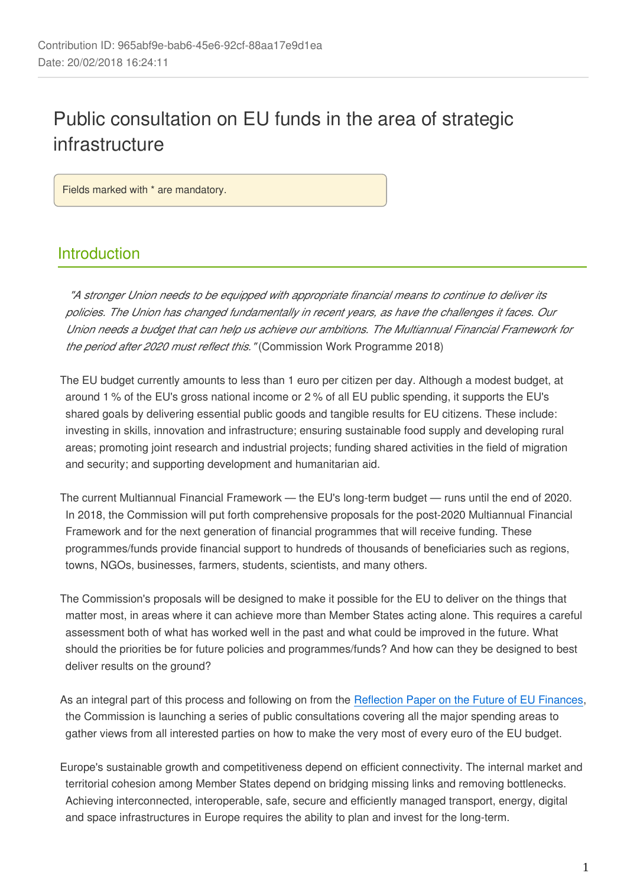Contribution ID: 965abf9e-bab6-45e6-92cf-88aa17e9d1ea
Date: 20/02/2018 16:24:11

# Public consultation on EU funds in the area of strategic infrastructure

Fields marked with * are mandatory.

## Introduction

*"A stronger Union needs to be equipped with appropriate financial means to continue to deliver its policies. The Union has changed fundamentally in recent years, as have the challenges it faces. Our Union needs a budget that can help us achieve our ambitions. The Multiannual Financial Framework for the period after 2020 must reflect this."* (Commission Work Programme 2018)

The EU budget currently amounts to less than 1 euro per citizen per day. Although a modest budget, at around 1 % of the EU's gross national income or 2 % of all EU public spending, it supports the EU's shared goals by delivering essential public goods and tangible results for EU citizens. These include: investing in skills, innovation and infrastructure; ensuring sustainable food supply and developing rural areas; promoting joint research and industrial projects; funding shared activities in the field of migration and security; and supporting development and humanitarian aid.

The current Multiannual Financial Framework — the EU's long-term budget — runs until the end of 2020. In 2018, the Commission will put forth comprehensive proposals for the post-2020 Multiannual Financial Framework and for the next generation of financial programmes that will receive funding. These programmes/funds provide financial support to hundreds of thousands of beneficiaries such as regions, towns, NGOs, businesses, farmers, students, scientists, and many others.

The Commission's proposals will be designed to make it possible for the EU to deliver on the things that matter most, in areas where it can achieve more than Member States acting alone. This requires a careful assessment both of what has worked well in the past and what could be improved in the future. What should the priorities be for future policies and programmes/funds? And how can they be designed to best deliver results on the ground?

As an integral part of this process and following on from the Reflection Paper on the Future of EU Finances, the Commission is launching a series of public consultations covering all the major spending areas to gather views from all interested parties on how to make the very most of every euro of the EU budget.

Europe's sustainable growth and competitiveness depend on efficient connectivity. The internal market and territorial cohesion among Member States depend on bridging missing links and removing bottlenecks. Achieving interconnected, interoperable, safe, secure and efficiently managed transport, energy, digital and space infrastructures in Europe requires the ability to plan and invest for the long-term.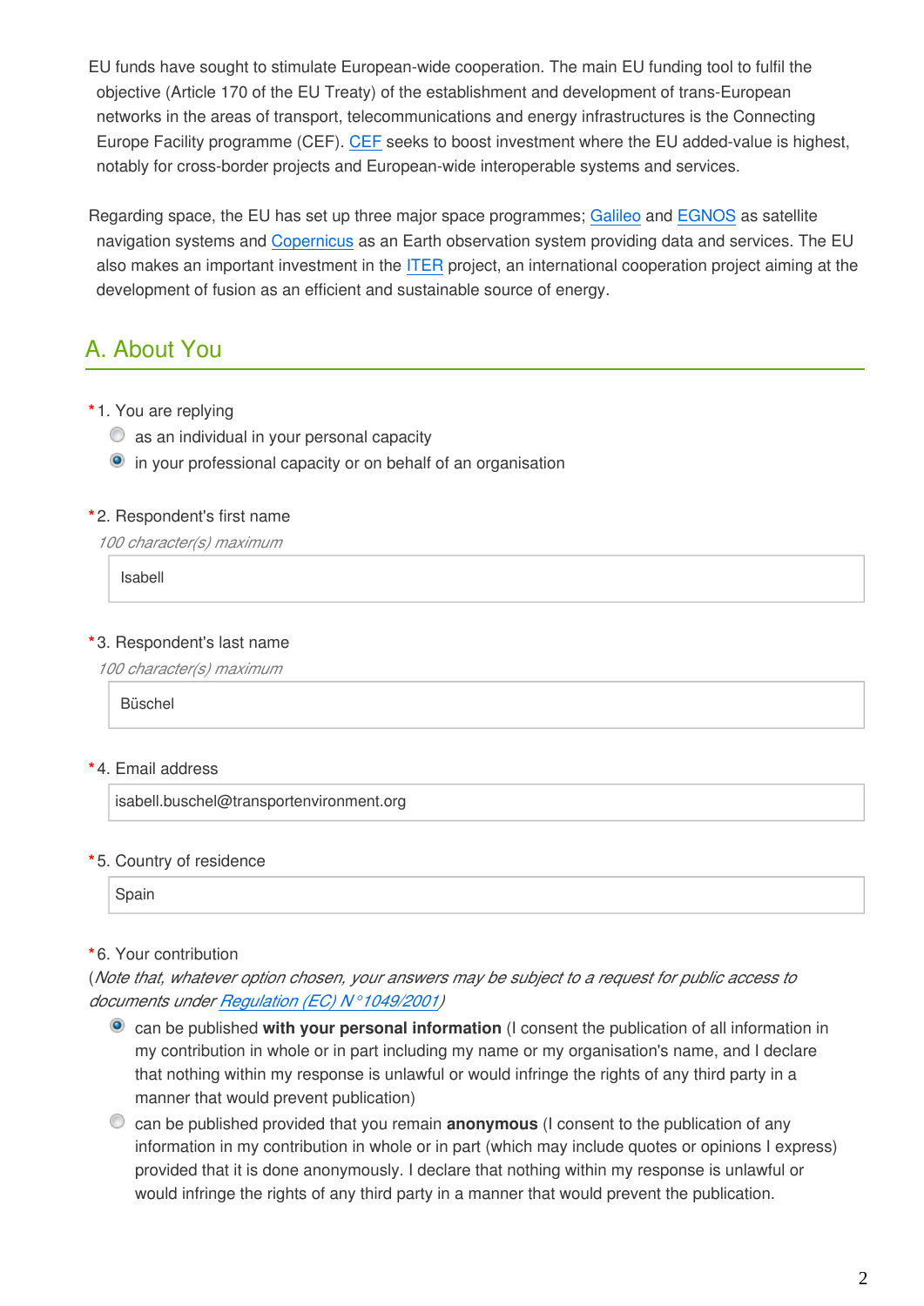EU funds have sought to stimulate European-wide cooperation. The main EU funding tool to fulfil the objective (Article 170 of the EU Treaty) of the establishment and development of trans-European networks in the areas of transport, telecommunications and energy infrastructures is the Connecting Europe Facility programme (CEF). CEF seeks to boost investment where the EU added-value is highest, notably for cross-border projects and European-wide interoperable systems and services.

Regarding space, the EU has set up three major space programmes; Galileo and EGNOS as satellite navigation systems and Copernicus as an Earth observation system providing data and services. The EU also makes an important investment in the ITER project, an international cooperation project aiming at the development of fusion as an efficient and sustainable source of energy.

## A. About You

*1. You are replying

- ○ as an individual in your personal capacity
- ● in your professional capacity or on behalf of an organisation

*2. Respondent's first name

*100 character(s) maximum*

Isabell

*3. Respondent's last name

*100 character(s) maximum*

Büschel

*4. Email address

isabell.buschel@transportenvironment.org

*5. Country of residence

Spain

*6. Your contribution

(*Note that, whatever option chosen, your answers may be subject to a request for public access to documents under Regulation (EC) N°1049/2001*)

- ● can be published **with your personal information** (I consent the publication of all information in my contribution in whole or in part including my name or my organisation's name, and I declare that nothing within my response is unlawful or would infringe the rights of any third party in a manner that would prevent publication)
- ○ can be published provided that you remain **anonymous** (I consent to the publication of any information in my contribution in whole or in part (which may include quotes or opinions I express) provided that it is done anonymously. I declare that nothing within my response is unlawful or would infringe the rights of any third party in a manner that would prevent the publication.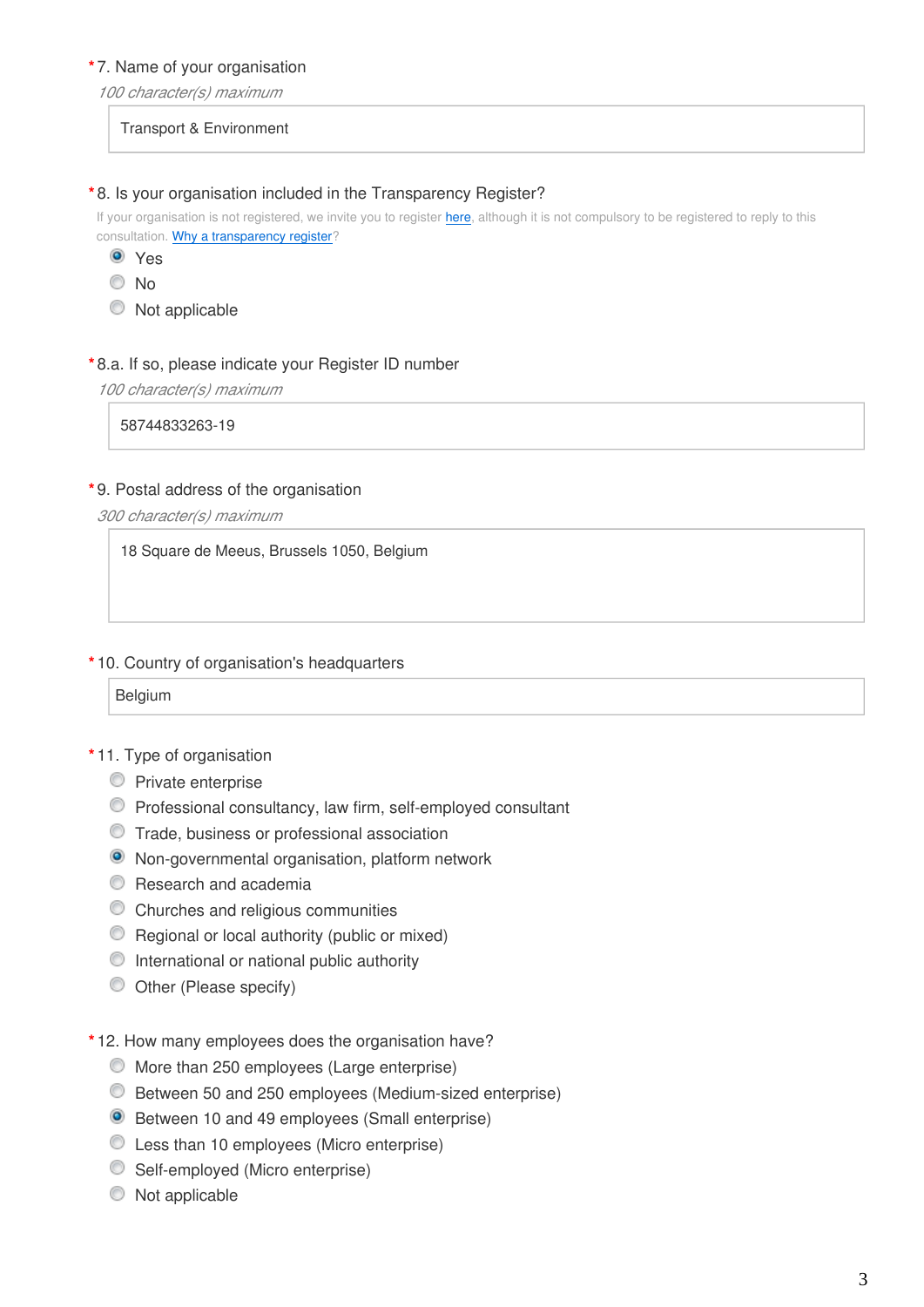*7. Name of your organisation

*100 character(s) maximum*

Transport & Environment

*8. Is your organisation included in the Transparency Register?

If your organisation is not registered, we invite you to register here, although it is not compulsory to be registered to reply to this consultation. Why a transparency register?

- (x) Yes
- ( ) No
- ( ) Not applicable

*8.a. If so, please indicate your Register ID number

*100 character(s) maximum*

58744833263-19

*9. Postal address of the organisation

*300 character(s) maximum*

18 Square de Meeus, Brussels 1050, Belgium

*10. Country of organisation's headquarters

Belgium

*11. Type of organisation

- ( ) Private enterprise
- ( ) Professional consultancy, law firm, self-employed consultant
- ( ) Trade, business or professional association
- (x) Non-governmental organisation, platform network
- ( ) Research and academia
- ( ) Churches and religious communities
- ( ) Regional or local authority (public or mixed)
- ( ) International or national public authority
- ( ) Other (Please specify)

*12. How many employees does the organisation have?

- ( ) More than 250 employees (Large enterprise)
- ( ) Between 50 and 250 employees (Medium-sized enterprise)
- (x) Between 10 and 49 employees (Small enterprise)
- ( ) Less than 10 employees (Micro enterprise)
- ( ) Self-employed (Micro enterprise)
- ( ) Not applicable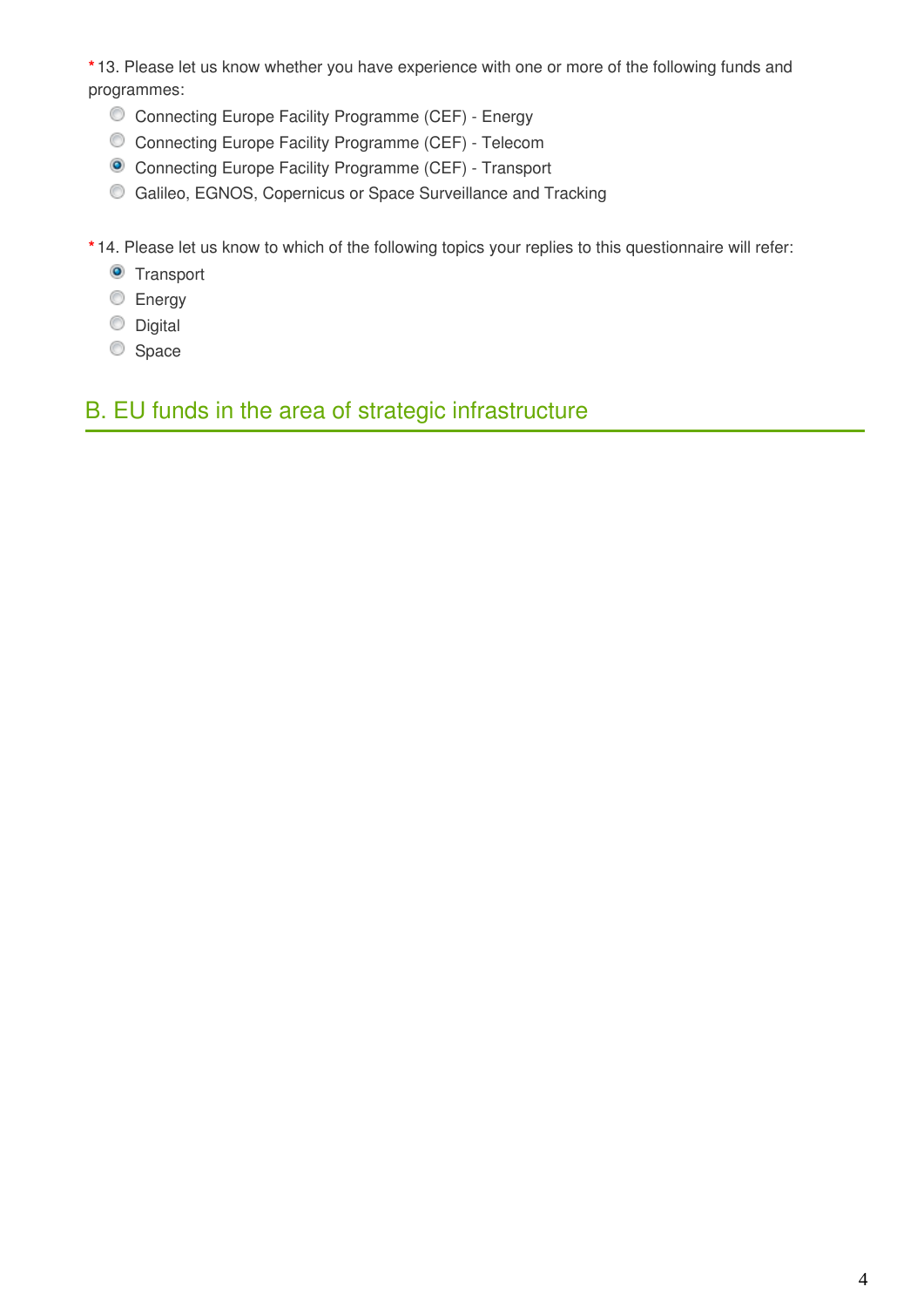*13. Please let us know whether you have experience with one or more of the following funds and programmes:

- ○ Connecting Europe Facility Programme (CEF) - Energy
- ○ Connecting Europe Facility Programme (CEF) - Telecom
- ● Connecting Europe Facility Programme (CEF) - Transport
- ○ Galileo, EGNOS, Copernicus or Space Surveillance and Tracking

*14. Please let us know to which of the following topics your replies to this questionnaire will refer:

- ● Transport
- ○ Energy
- ○ Digital
- ○ Space

## B. EU funds in the area of strategic infrastructure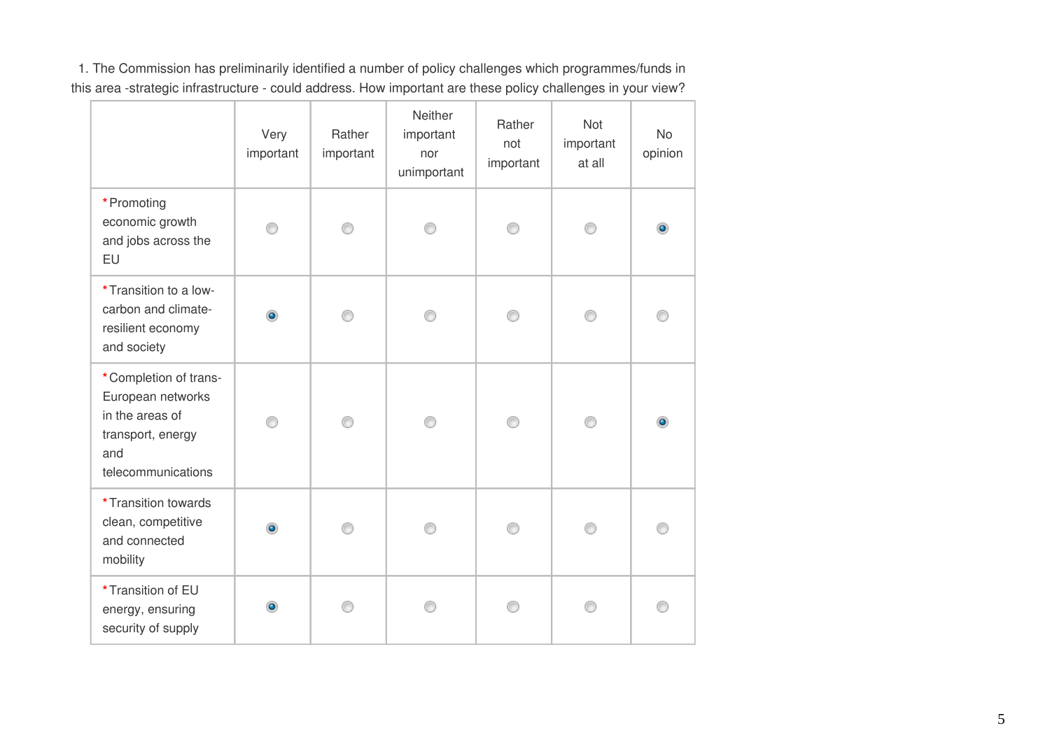1. The Commission has preliminarily identified a number of policy challenges which programmes/funds in this area -strategic infrastructure - could address. How important are these policy challenges in your view?

| | Very important | Rather important | Neither important nor unimportant | Rather not important | Not important at all | No opinion |
|---|---|---|---|---|---|---|
| *Promoting economic growth and jobs across the EU | ○ | ○ | ○ | ○ | ○ | ● |
| *Transition to a low-carbon and climate-resilient economy and society | ● | ○ | ○ | ○ | ○ | ○ |
| *Completion of trans-European networks in the areas of transport, energy and telecommunications | ○ | ○ | ○ | ○ | ○ | ● |
| *Transition towards clean, competitive and connected mobility | ● | ○ | ○ | ○ | ○ | ○ |
| *Transition of EU energy, ensuring security of supply | ● | ○ | ○ | ○ | ○ | ○ |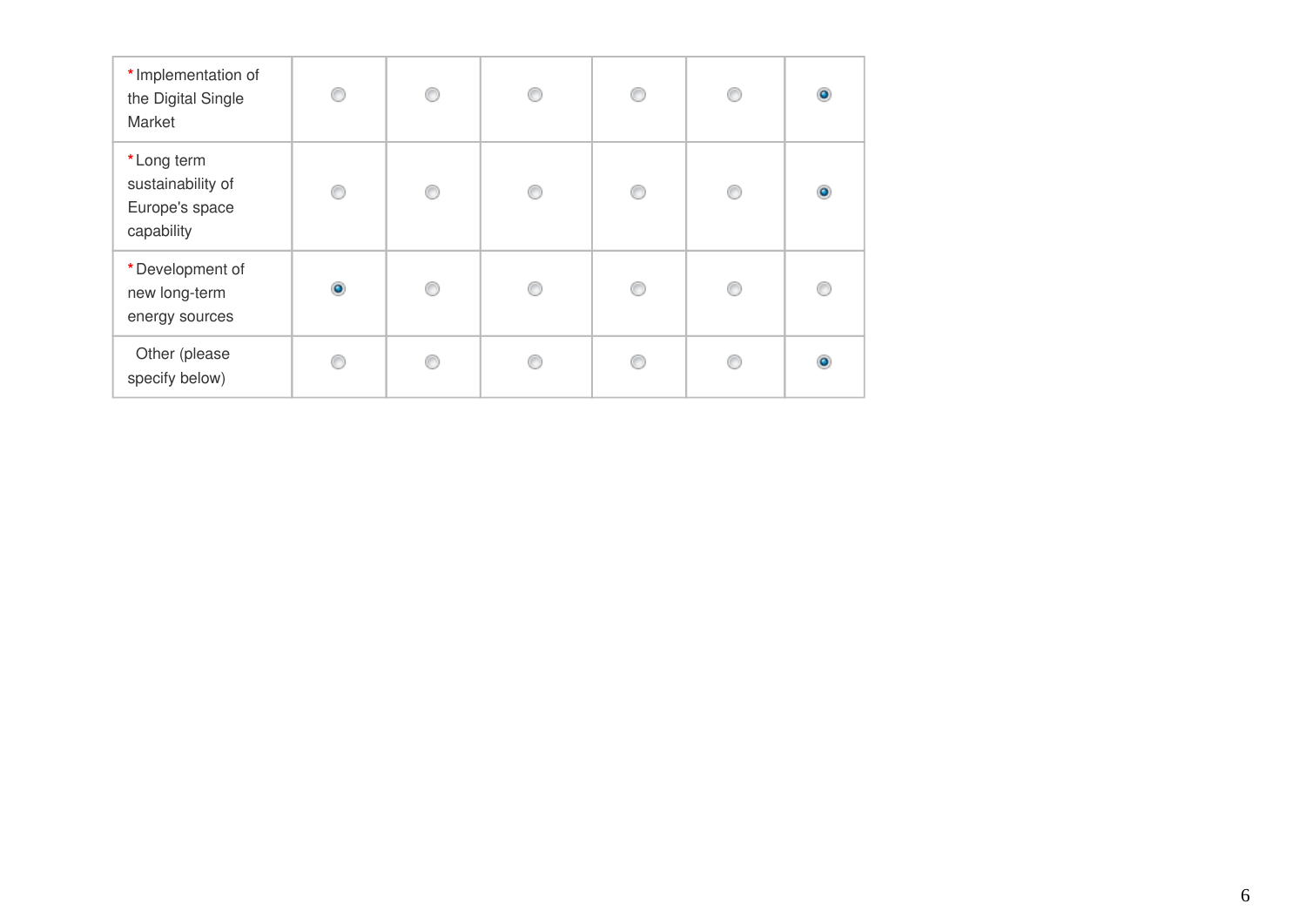| | | | | | | |
|---|---|---|---|---|---|---|
| *Implementation of the Digital Single Market | ○ | ○ | ○ | ○ | ○ | ◉ |
| *Long term sustainability of Europe's space capability | ○ | ○ | ○ | ○ | ○ | ◉ |
| *Development of new long-term energy sources | ◉ | ○ | ○ | ○ | ○ | ○ |
| Other (please specify below) | ○ | ○ | ○ | ○ | ○ | ◉ |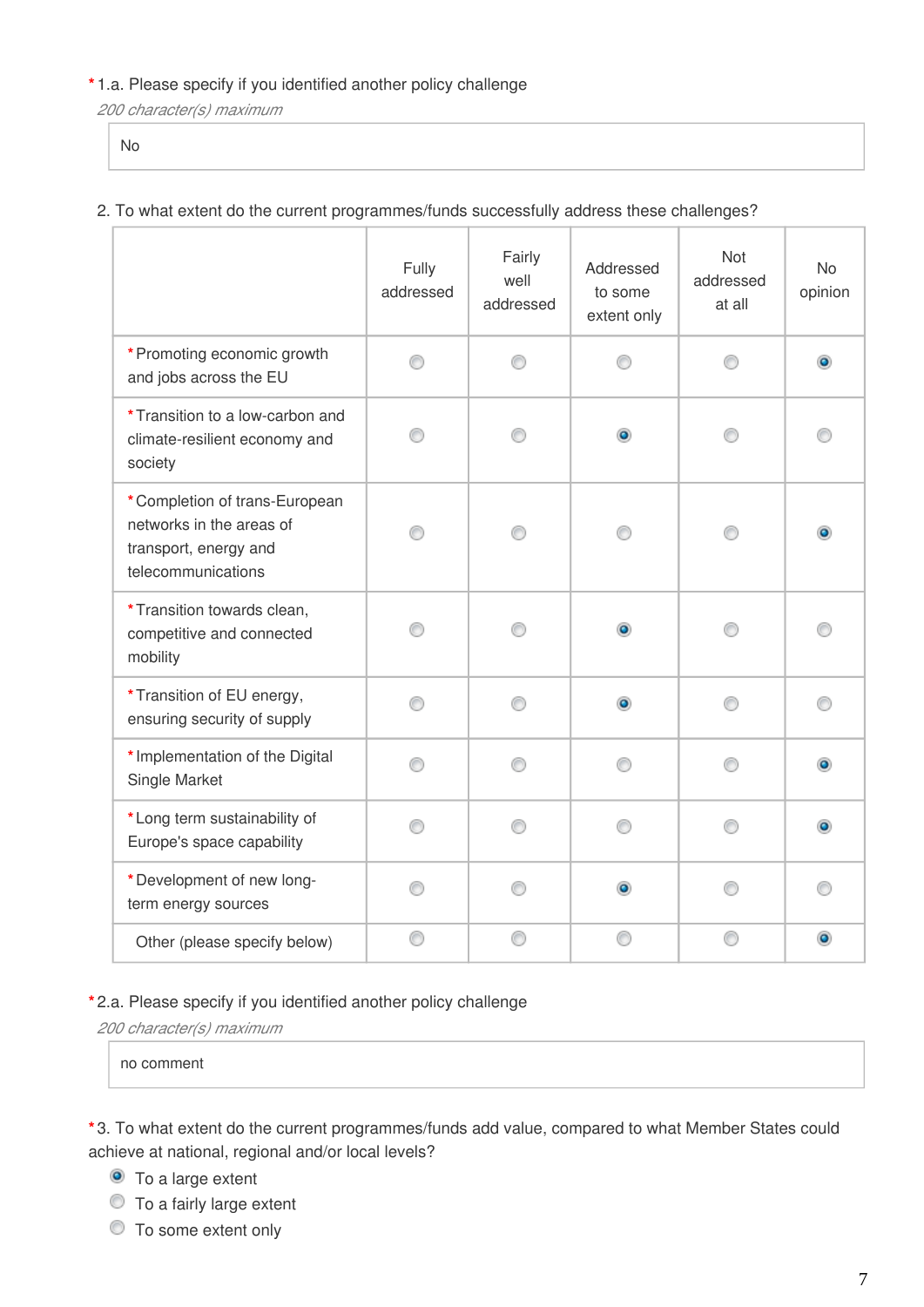*1.a. Please specify if you identified another policy challenge

*200 character(s) maximum*

No

2. To what extent do the current programmes/funds successfully address these challenges?

| | Fully addressed | Fairly well addressed | Addressed to some extent only | Not addressed at all | No opinion |
|---|---|---|---|---|---|
| *Promoting economic growth and jobs across the EU | ○ | ○ | ○ | ○ | ◉ |
| *Transition to a low-carbon and climate-resilient economy and society | ○ | ○ | ◉ | ○ | ○ |
| *Completion of trans-European networks in the areas of transport, energy and telecommunications | ○ | ○ | ○ | ○ | ◉ |
| *Transition towards clean, competitive and connected mobility | ○ | ○ | ◉ | ○ | ○ |
| *Transition of EU energy, ensuring security of supply | ○ | ○ | ◉ | ○ | ○ |
| *Implementation of the Digital Single Market | ○ | ○ | ○ | ○ | ◉ |
| *Long term sustainability of Europe's space capability | ○ | ○ | ○ | ○ | ◉ |
| *Development of new long-term energy sources | ○ | ○ | ◉ | ○ | ○ |
| Other (please specify below) | ○ | ○ | ○ | ○ | ◉ |

*2.a. Please specify if you identified another policy challenge

*200 character(s) maximum*

no comment

*3. To what extent do the current programmes/funds add value, compared to what Member States could achieve at national, regional and/or local levels?

- ◉ To a large extent
- ○ To a fairly large extent
- ○ To some extent only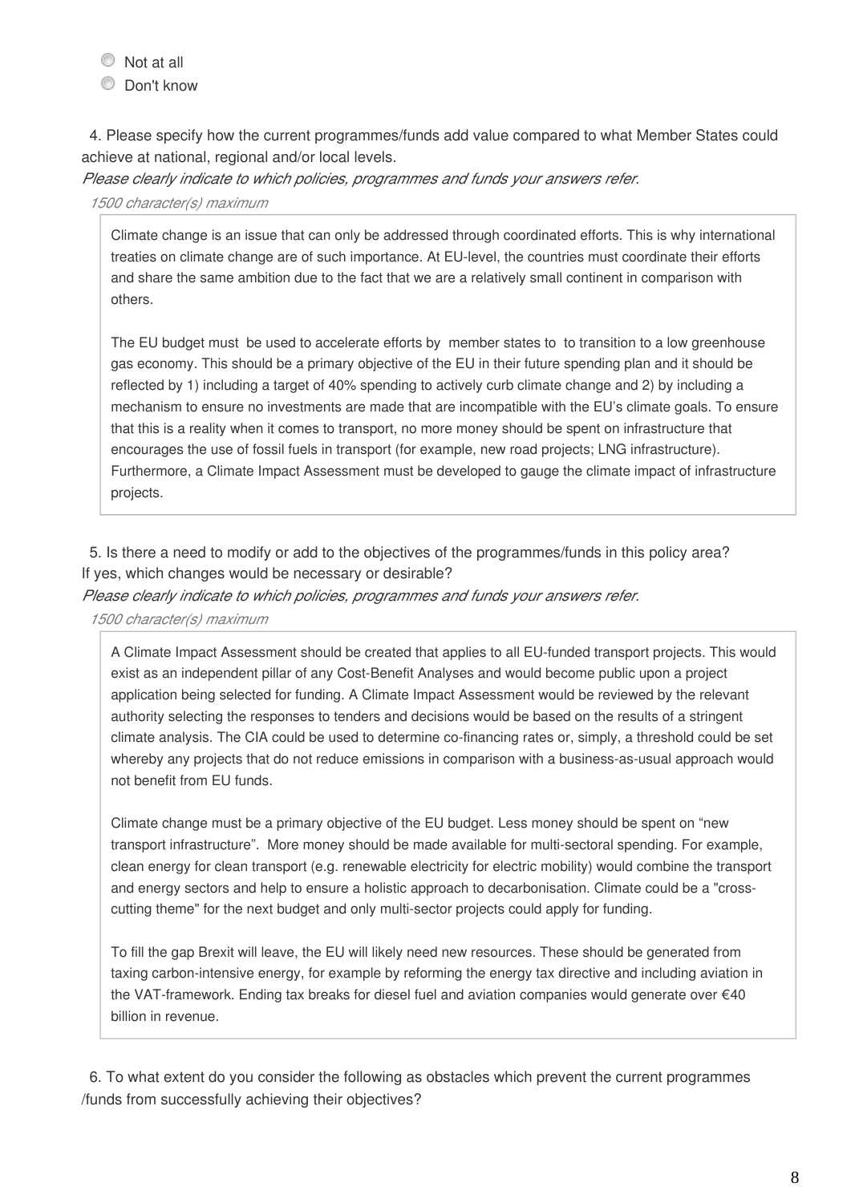- Not at all
- Don't know

4. Please specify how the current programmes/funds add value compared to what Member States could achieve at national, regional and/or local levels.

*Please clearly indicate to which policies, programmes and funds your answers refer.*

*1500 character(s) maximum*

> Climate change is an issue that can only be addressed through coordinated efforts. This is why international treaties on climate change are of such importance. At EU-level, the countries must coordinate their efforts and share the same ambition due to the fact that we are a relatively small continent in comparison with others.
>
> The EU budget must  be used to accelerate efforts by  member states to  to transition to a low greenhouse gas economy. This should be a primary objective of the EU in their future spending plan and it should be reflected by 1) including a target of 40% spending to actively curb climate change and 2) by including a mechanism to ensure no investments are made that are incompatible with the EU's climate goals. To ensure that this is a reality when it comes to transport, no more money should be spent on infrastructure that encourages the use of fossil fuels in transport (for example, new road projects; LNG infrastructure). Furthermore, a Climate Impact Assessment must be developed to gauge the climate impact of infrastructure projects.

5. Is there a need to modify or add to the objectives of the programmes/funds in this policy area? If yes, which changes would be necessary or desirable?

*Please clearly indicate to which policies, programmes and funds your answers refer.*

*1500 character(s) maximum*

> A Climate Impact Assessment should be created that applies to all EU-funded transport projects. This would exist as an independent pillar of any Cost-Benefit Analyses and would become public upon a project application being selected for funding. A Climate Impact Assessment would be reviewed by the relevant authority selecting the responses to tenders and decisions would be based on the results of a stringent climate analysis. The CIA could be used to determine co-financing rates or, simply, a threshold could be set whereby any projects that do not reduce emissions in comparison with a business-as-usual approach would not benefit from EU funds.
>
> Climate change must be a primary objective of the EU budget. Less money should be spent on "new transport infrastructure".  More money should be made available for multi-sectoral spending. For example, clean energy for clean transport (e.g. renewable electricity for electric mobility) would combine the transport and energy sectors and help to ensure a holistic approach to decarbonisation. Climate could be a "cross-cutting theme" for the next budget and only multi-sector projects could apply for funding.
>
> To fill the gap Brexit will leave, the EU will likely need new resources. These should be generated from taxing carbon-intensive energy, for example by reforming the energy tax directive and including aviation in the VAT-framework. Ending tax breaks for diesel fuel and aviation companies would generate over €40 billion in revenue.

6. To what extent do you consider the following as obstacles which prevent the current programmes /funds from successfully achieving their objectives?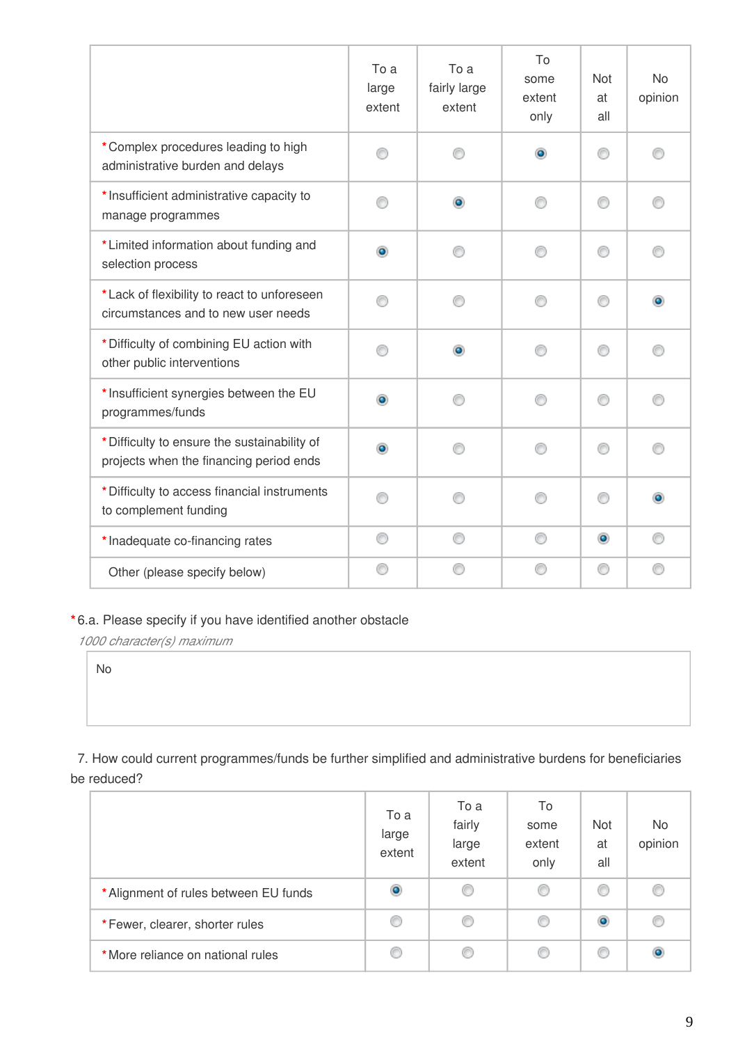| | To a large extent | To a fairly large extent | To some extent only | Not at all | No opinion |
|---|---|---|---|---|---|
| *Complex procedures leading to high administrative burden and delays | | | X | | |
| *Insufficient administrative capacity to manage programmes | | X | | | |
| *Limited information about funding and selection process | X | | | | |
| *Lack of flexibility to react to unforeseen circumstances and to new user needs | | | | | X |
| *Difficulty of combining EU action with other public interventions | | X | | | |
| *Insufficient synergies between the EU programmes/funds | X | | | | |
| *Difficulty to ensure the sustainability of projects when the financing period ends | X | | | | |
| *Difficulty to access financial instruments to complement funding | | | | | X |
| *Inadequate co-financing rates | | | | X | |
| Other (please specify below) | | | | | |

*6.a. Please specify if you have identified another obstacle

*1000 character(s) maximum*

No

7. How could current programmes/funds be further simplified and administrative burdens for beneficiaries be reduced?

| | To a large extent | To a fairly large extent | To some extent only | Not at all | No opinion |
|---|---|---|---|---|---|
| *Alignment of rules between EU funds | X | | | | |
| *Fewer, clearer, shorter rules | | | | X | |
| *More reliance on national rules | | | | | X |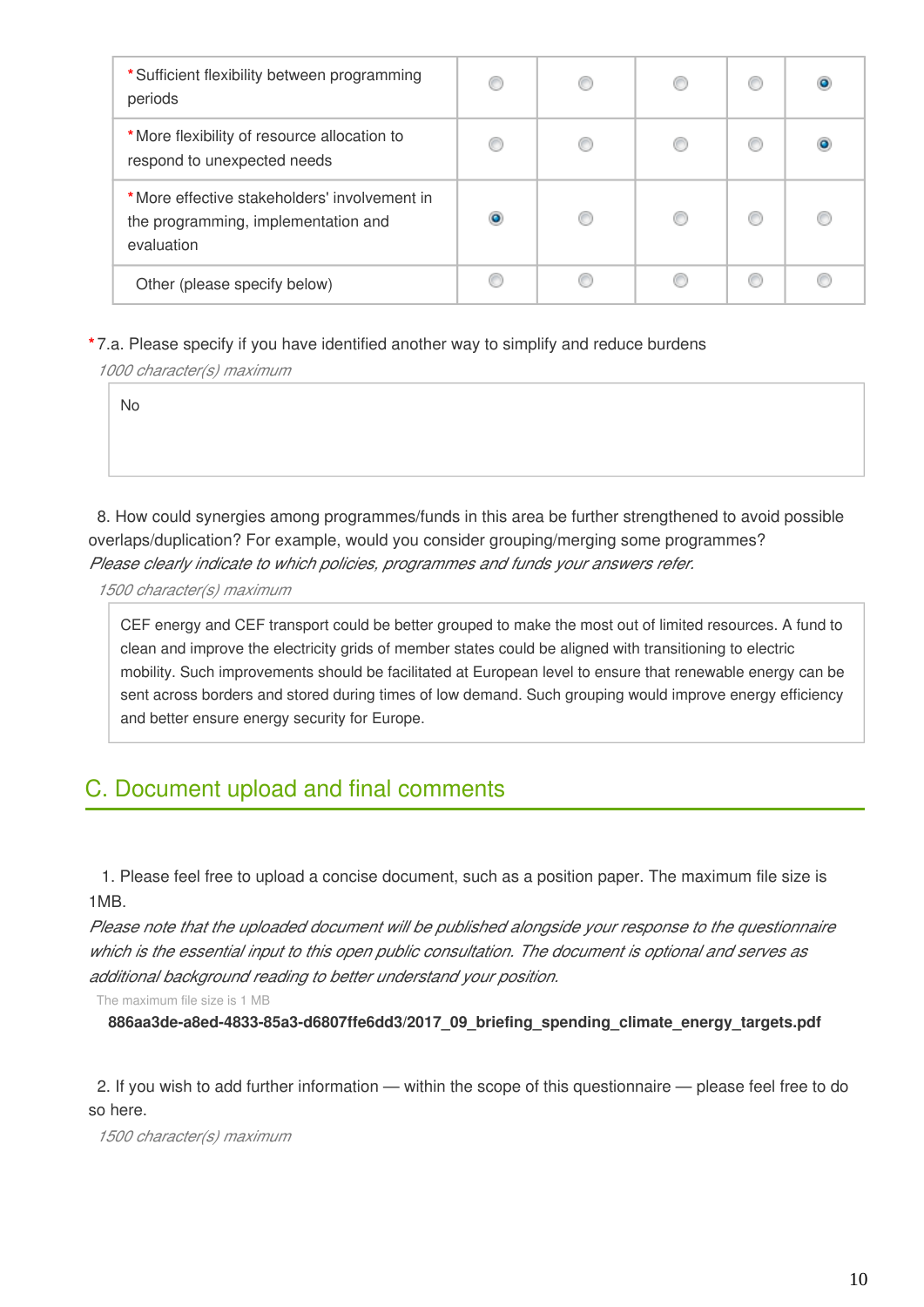| | | | | | |
|---|---|---|---|---|---|
| *Sufficient flexibility between programming periods | ○ | ○ | ○ | ○ | ● |
| *More flexibility of resource allocation to respond to unexpected needs | ○ | ○ | ○ | ○ | ● |
| *More effective stakeholders' involvement in the programming, implementation and evaluation | ● | ○ | ○ | ○ | ○ |
| Other (please specify below) | ○ | ○ | ○ | ○ | ○ |

*7.a. Please specify if you have identified another way to simplify and reduce burdens

*1000 character(s) maximum*

No

8. How could synergies among programmes/funds in this area be further strengthened to avoid possible overlaps/duplication? For example, would you consider grouping/merging some programmes?
*Please clearly indicate to which policies, programmes and funds your answers refer.*

*1500 character(s) maximum*

CEF energy and CEF transport could be better grouped to make the most out of limited resources. A fund to clean and improve the electricity grids of member states could be aligned with transitioning to electric mobility. Such improvements should be facilitated at European level to ensure that renewable energy can be sent across borders and stored during times of low demand. Such grouping would improve energy efficiency and better ensure energy security for Europe.

## C. Document upload and final comments

1. Please feel free to upload a concise document, such as a position paper. The maximum file size is 1MB.
*Please note that the uploaded document will be published alongside your response to the questionnaire which is the essential input to this open public consultation. The document is optional and serves as additional background reading to better understand your position.*

The maximum file size is 1 MB

**886aa3de-a8ed-4833-85a3-d6807ffe6dd3/2017_09_briefing_spending_climate_energy_targets.pdf**

2. If you wish to add further information — within the scope of this questionnaire — please feel free to do so here.

*1500 character(s) maximum*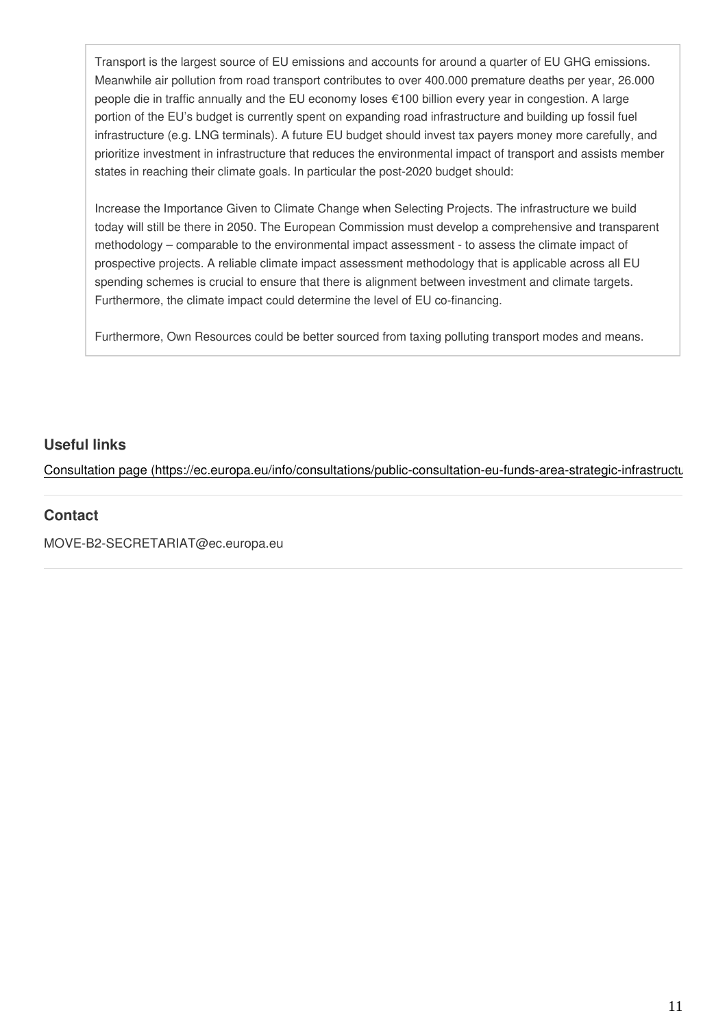Transport is the largest source of EU emissions and accounts for around a quarter of EU GHG emissions. Meanwhile air pollution from road transport contributes to over 400.000 premature deaths per year, 26.000 people die in traffic annually and the EU economy loses €100 billion every year in congestion. A large portion of the EU's budget is currently spent on expanding road infrastructure and building up fossil fuel infrastructure (e.g. LNG terminals). A future EU budget should invest tax payers money more carefully, and prioritize investment in infrastructure that reduces the environmental impact of transport and assists member states in reaching their climate goals. In particular the post-2020 budget should:

Increase the Importance Given to Climate Change when Selecting Projects. The infrastructure we build today will still be there in 2050. The European Commission must develop a comprehensive and transparent methodology – comparable to the environmental impact assessment - to assess the climate impact of prospective projects. A reliable climate impact assessment methodology that is applicable across all EU spending schemes is crucial to ensure that there is alignment between investment and climate targets. Furthermore, the climate impact could determine the level of EU co-financing.

Furthermore, Own Resources could be better sourced from taxing polluting transport modes and means.

### Useful links

Consultation page (https://ec.europa.eu/info/consultations/public-consultation-eu-funds-area-strategic-infrastructu

### Contact

MOVE-B2-SECRETARIAT@ec.europa.eu